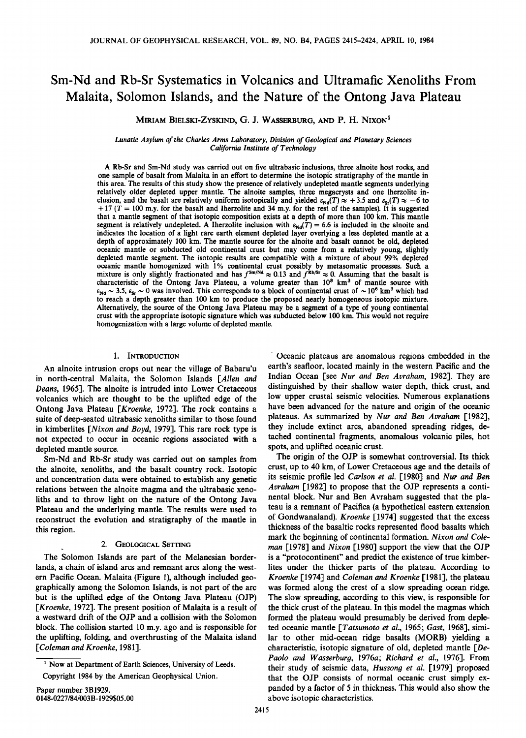# Sm-Nd and Rb-Sr Systematics in Volcanics and Ultramafic Xenoliths From Malaita, Solomon Islands, and the Nature of the Ontong Java Plateau

MIRIAM BIELSKI-ZYSKIND, G. J. WASSERBURG, AND P. H. NIXON[1]

*Lunatic Asylum of the Charles Arms Laboratory, Division of Geological and Planetary Sciences California Institute of Technology*

A Rb-Sr and Sm-Nd study was carried out on five ultrabasic inclusions, three alnoite host rocks, and one sample of basalt from Malaita in an effort to determine the isotopic stratigraphy of the mantle in this area. The results of this study show the presence of relatively undepleted mantle segments underlying relatively older depleted upper mantle. The alnoite samples, three megacrysts and one lherzolite inclusion, and the basalt are relatively uniform isotopically and yielded $\varepsilon_{Nd}(T) \approx +3.5$ and $\varepsilon_{Sr}(T) \approx -6$ to $+17$ ($T = 100$ m.y. for the basalt and lherzolite and 34 m.y. for the rest of the samples). It is suggested that a mantle segment of that isotopic composition exists at a depth of more than 100 km. This mantle segment is relatively undepleted. A lherzolite inclusion with $\varepsilon_{Nd}(T) = 6.6$ is included in the alnoite and indicates the location of a light rare earth element depleted layer overlying a less depleted mantle at a depth of approximately 100 km. The mantle source for the alnoite and basalt cannot be old, depleted oceanic mantle or subducted old continental crust but may come from a relatively young, slightly depleted mantle segment. The isotopic results are compatible with a mixture of about 99% depleted oceanic mantle homogenized with 1% continental crust possibly by metasomatic processes. Such a mixture is only slightly fractionated and has $f^{Sm/Nd} \approx 0.13$ and $f^{Rb/Sr} \approx 0$. Assuming that the basalt is characteristic of the Ontong Java Plateau, a volume greater than $10^8$ km$^3$ of mantle source with $\varepsilon_{Nd} \sim 3.5$, $\varepsilon_{Sr} \sim 0$ was involved. This corresponds to a block of continental crust of $\sim 10^6$ km$^3$ which had to reach a depth greater than 100 km to produce the proposed nearly homogeneous isotopic mixture. Alternatively, the source of the Ontong Java Plateau may be a segment of a type of young continental crust with the appropriate isotopic signature which was subducted below 100 km. This would not require homogenization with a large volume of depleted mantle.

## 1. INTRODUCTION

An alnoite intrusion crops out near the village of Babaru'u in north-central Malaita, the Solomon Islands [*Allen and Deans*, 1965]. The alnoite is intruded into Lower Cretaceous volcanics which are thought to be the uplifted edge of the Ontong Java Plateau [*Kroenke*, 1972]. The rock contains a suite of deep-seated ultrabasic xenoliths similar to those found in kimberlites [*Nixon and Boyd*, 1979]. This rare rock type is not expected to occur in oceanic regions associated with a depleted mantle source.

Sm-Nd and Rb-Sr study was carried out on samples from the alnoite, xenoliths, and the basalt country rock. Isotopic and concentration data were obtained to establish any genetic relations between the alnoite magma and the ultrabasic xenoliths and to throw light on the nature of the Ontong Java Plateau and the underlying mantle. The results were used to reconstruct the evolution and stratigraphy of the mantle in this region.

## 2. GEOLOGICAL SETTING

The Solomon Islands are part of the Melanesian borderlands, a chain of island arcs and remnant arcs along the western Pacific Ocean. Malaita (Figure 1), although included geographically among the Solomon Islands, is not part of the arc but is the uplifted edge of the Ontong Java Plateau (OJP) [*Kroenke*, 1972]. The present position of Malaita is a result of a westward drift of the OJP and a collision with the Solomon block. The collision started 10 m.y. ago and is responsible for the uplifting, folding, and overthrusting of the Malaita island [*Coleman and Kroenke*, 1981].

Oceanic plateaus are anomalous regions embedded in the earth's seafloor, located mainly in the western Pacific and the Indian Ocean [see *Nur and Ben Avraham*, 1982]. They are distinguished by their shallow water depth, thick crust, and low upper crustal seismic velocities. Numerous explanations have been advanced for the nature and origin of the oceanic plateaus. As summarized by *Nur and Ben Avraham* [1982], they include extinct arcs, abandoned spreading ridges, detached continental fragments, anomalous volcanic piles, hot spots, and uplifted oceanic crust.

The origin of the OJP is somewhat controversial. Its thick crust, up to 40 km, of Lower Cretaceous age and the details of its seismic profile led *Carlson et al.* [1980] and *Nur and Ben Avraham* [1982] to propose that the OJP represents a continental block. Nur and Ben Avraham suggested that the plateau is a remnant of Pacifica (a hypothetical eastern extension of Gondwanaland). *Kroenke* [1974] suggested that the excess thickness of the basaltic rocks represented flood basalts which mark the beginning of continental formation. *Nixon and Coleman* [1978] and *Nixon* [1980] support the view that the OJP is a "protocontinent" and predict the existence of true kimberlites under the thicker parts of the plateau. According to *Kroenke* [1974] and *Coleman and Kroenke* [1981], the plateau was formed along the crest of a slow spreading ocean ridge. The slow spreading, according to this view, is responsible for the thick crust of the plateau. In this model the magmas which formed the plateau would presumably be derived from depleted oceanic mantle [*Tatsumoto et al.*, 1965; *Gast*, 1968], similar to other mid-ocean ridge basalts (MORB) yielding a characteristic, isotopic signature of old, depleted mantle [*DePaolo and Wasserburg*, 1976a; *Richard et al.*, 1976]. From their study of seismic data, *Hussong et al.* [1979] proposed that the OJP consists of normal oceanic crust simply expanded by a factor of 5 in thickness. This would also show the above isotopic characteristics.

[1] Now at Department of Earth Sciences, University of Leeds.

Copyright 1984 by the American Geophysical Union.

Paper number 3B1929.
0148-0227/84/003B-1929$05.00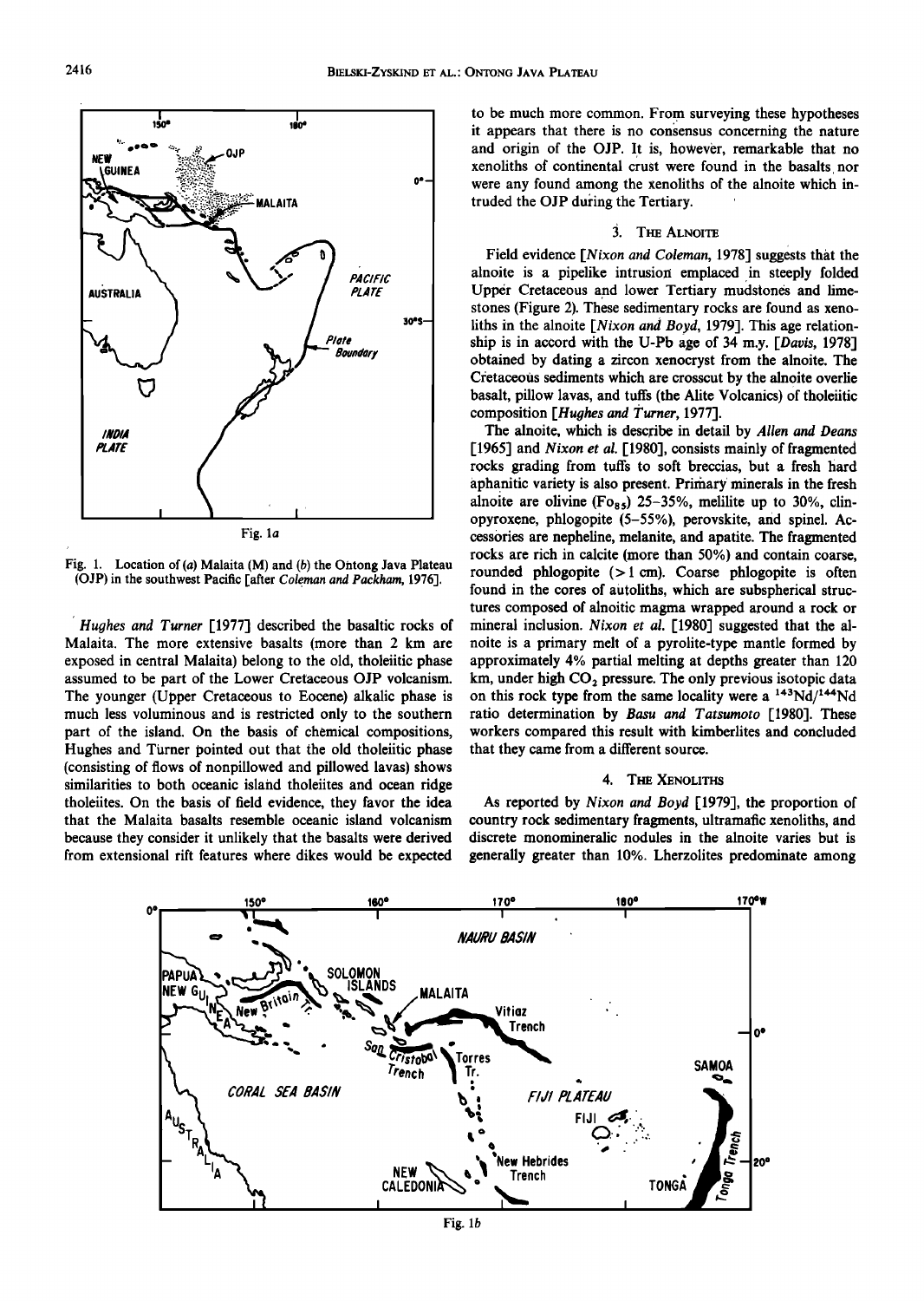Fig. 1a

Fig. 1. Location of (a) Malaita (M) and (b) the Ontong Java Plateau (OJP) in the southwest Pacific [after *Coleman and Packham*, 1976].

*Hughes and Turner* [1977] described the basaltic rocks of Malaita. The more extensive basalts (more than 2 km are exposed in central Malaita) belong to the old, tholeiitic phase assumed to be part of the Lower Cretaceous OJP volcanism. The younger (Upper Cretaceous to Eocene) alkalic phase is much less voluminous and is restricted only to the southern part of the island. On the basis of chemical compositions, Hughes and Turner pointed out that the old tholeiitic phase (consisting of flows of nonpillowed and pillowed lavas) shows similarities to both oceanic island tholeiites and ocean ridge tholeiites. On the basis of field evidence, they favor the idea that the Malaita basalts resemble oceanic island volcanism because they consider it unlikely that the basalts were derived from extensional rift features where dikes would be expected to be much more common. From surveying these hypotheses it appears that there is no consensus concerning the nature and origin of the OJP. It is, however, remarkable that no xenoliths of continental crust were found in the basalts nor were any found among the xenoliths of the alnoite which intruded the OJP during the Tertiary.

## 3. The Alnoite

Field evidence [*Nixon and Coleman*, 1978] suggests that the alnoite is a pipelike intrusion emplaced in steeply folded Upper Cretaceous and lower Tertiary mudstones and limestones (Figure 2). These sedimentary rocks are found as xenoliths in the alnoite [*Nixon and Boyd*, 1979]. This age relationship is in accord with the U-Pb age of 34 m.y. [*Davis*, 1978] obtained by dating a zircon xenocryst from the alnoite. The Cretaceous sediments which are crosscut by the alnoite overlie basalt, pillow lavas, and tuffs (the Alite Volcanics) of tholeiitic composition [*Hughes and Turner*, 1977].

The alnoite, which is describe in detail by *Allen and Deans* [1965] and *Nixon et al.* [1980], consists mainly of fragmented rocks grading from tuffs to soft breccias, but a fresh hard aphanitic variety is also present. Primary minerals in the fresh alnoite are olivine ($Fo_{85}$) 25–35%, melilite up to 30%, clinopyroxene, phlogopite (5–55%), perovskite, and spinel. Accessories are nepheline, melanite, and apatite. The fragmented rocks are rich in calcite (more than 50%) and contain coarse, rounded phlogopite (> 1 cm). Coarse phlogopite is often found in the cores of autoliths, which are subspherical structures composed of alnoitic magma wrapped around a rock or mineral inclusion. *Nixon et al.* [1980] suggested that the alnoite is a primary melt of a pyrolite-type mantle formed by approximately 4% partial melting at depths greater than 120 km, under high $CO_2$ pressure. The only previous isotopic data on this rock type from the same locality were a $^{143}Nd/^{144}Nd$ ratio determination by *Basu and Tatsumoto* [1980]. These workers compared this result with kimberlites and concluded that they came from a different source.

## 4. The Xenoliths

As reported by *Nixon and Boyd* [1979], the proportion of country rock sedimentary fragments, ultramafic xenoliths, and discrete monomineralic nodules in the alnoite varies but is generally greater than 10%. Lherzolites predominate among

Fig. 1b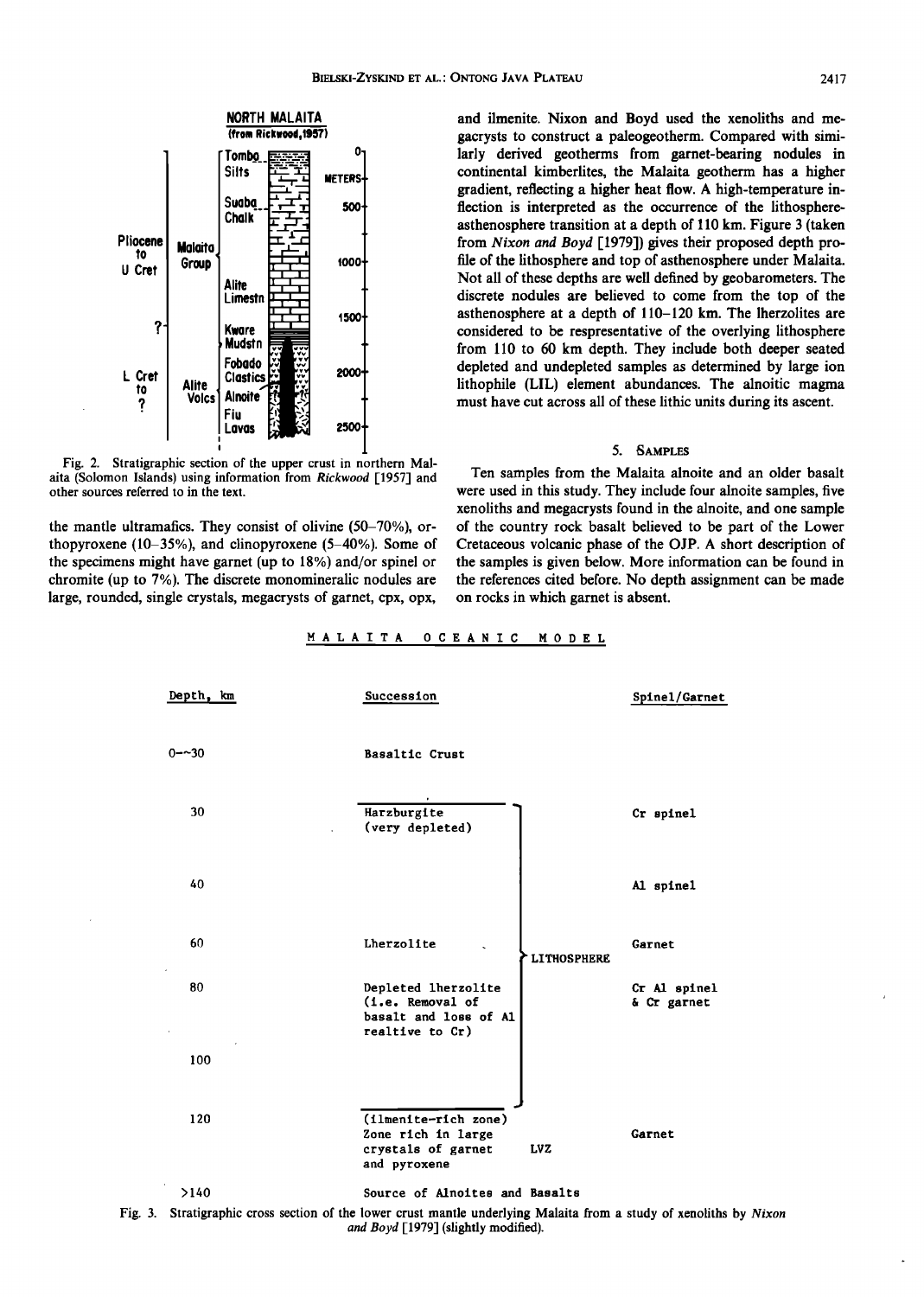Fig. 2. Stratigraphic section of the upper crust in northern Malaita (Solomon Islands) using information from *Rickwood* [1957] and other sources referred to in the text.

the mantle ultramafics. They consist of olivine (50–70%), orthopyroxene (10–35%), and clinopyroxene (5–40%). Some of the specimens might have garnet (up to 18%) and/or spinel or chromite (up to 7%). The discrete monomineralic nodules are large, rounded, single crystals, megacrysts of garnet, cpx, opx, and ilmenite. Nixon and Boyd used the xenoliths and megacrysts to construct a paleogeotherm. Compared with similarly derived geotherms from garnet-bearing nodules in continental kimberlites, the Malaita geotherm has a higher gradient, reflecting a higher heat flow. A high-temperature inflection is interpreted as the occurrence of the lithosphere-asthenosphere transition at a depth of 110 km. Figure 3 (taken from *Nixon and Boyd* [1979]) gives their proposed depth profile of the lithosphere and top of asthenosphere under Malaita. Not all of these depths are well defined by geobarometers. The discrete nodules are believed to come from the top of the asthenosphere at a depth of 110–120 km. The lherzolites are considered to be respresentative of the overlying lithosphere from 110 to 60 km depth. They include both deeper seated depleted and undepleted samples as determined by large ion lithophile (LIL) element abundances. The alnoitic magma must have cut across all of these lithic units during its ascent.

## 5. Samples

Ten samples from the Malaita alnoite and an older basalt were used in this study. They include four alnoite samples, five xenoliths and megacrysts found in the alnoite, and one sample of the country rock basalt believed to be part of the Lower Cretaceous volcanic phase of the OJP. A short description of the samples is given below. More information can be found in the references cited before. No depth assignment can be made on rocks in which garnet is absent.

MALAITA OCEANIC MODEL

| Depth, km | Succession | | Spinel/Garnet |
|---|---|---|---|
| 0–~30 | Basaltic Crust | | |
| 30 | Harzburgite (very depleted) | LITHOSPHERE | Cr spinel |
| 40 | | | Al spinel |
| 60 | Lherzolite | | Garnet |
| 80 | Depleted lherzolite (i.e. Removal of basalt and loss of Al realtive to Cr) | | Cr Al spinel & Cr garnet |
| 100 | | | |
| 120 | (ilmenite-rich zone) Zone rich in large crystals of garnet and pyroxene | LVZ | Garnet |
| >140 | Source of Alnoites and Basalts | | |

Fig. 3. Stratigraphic cross section of the lower crust mantle underlying Malaita from a study of xenoliths by *Nixon and Boyd* [1979] (slightly modified).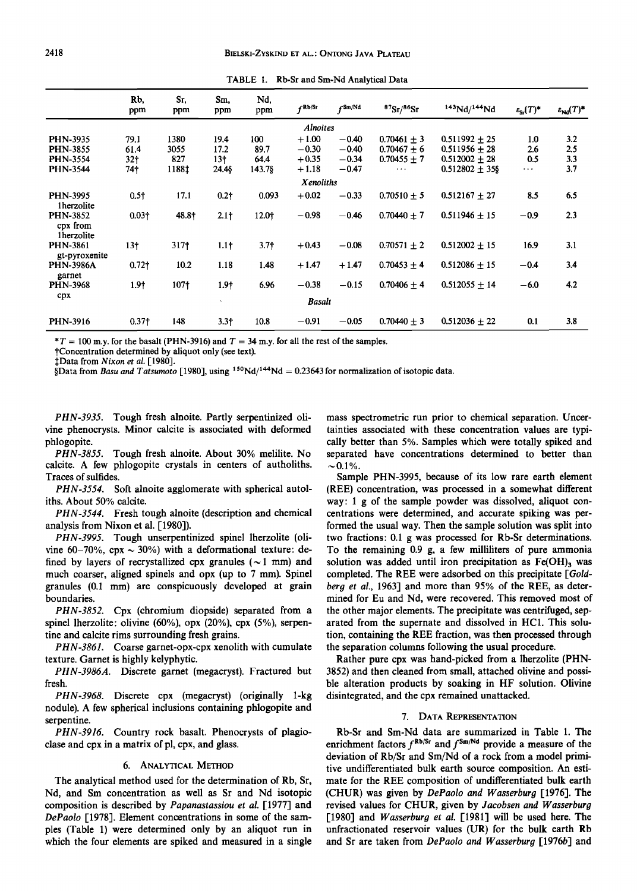TABLE 1. Rb-Sr and Sm-Nd Analytical Data

| | Rb, ppm | Sr, ppm | Sm, ppm | Nd, ppm | $f^{Rb/Sr}$ | $f^{Sm/Nd}$ | $^{87}Sr/^{86}Sr$ | $^{143}Nd/^{144}Nd$ | $\varepsilon_{Sr}(T)$* | $\varepsilon_{Nd}(T)$* |
|---|---|---|---|---|---|---|---|---|---|---|
| | | | | | *Alnoites* | | | | | |
| PHN-3935 | 79.1 | 1380 | 19.4 | 100 | +1.00 | −0.40 | 0.70461 ± 3 | 0.511992 ± 25 | 1.0 | 3.2 |
| PHN-3855 | 61.4 | 3055 | 17.2 | 89.7 | −0.30 | −0.40 | 0.70467 ± 6 | 0.511956 ± 28 | 2.6 | 2.5 |
| PHN-3554 | 32† | 827 | 13† | 64.4 | +0.35 | −0.34 | 0.70455 ± 7 | 0.512002 ± 28 | 0.5 | 3.3 |
| PHN-3544 | 74† | 1188‡ | 24.4§ | 143.7§ | +1.18 | −0.47 | ... | 0.512802 ± 35§ | ... | 3.7 |
| | | | | | *Xenoliths* | | | | | |
| PHN-3995 lherzolite | 0.5† | 17.1 | 0.2† | 0.093 | +0.02 | −0.33 | 0.70510 ± 5 | 0.512167 ± 27 | 8.5 | 6.5 |
| PHN-3852 cpx from lherzolite | 0.03† | 48.8† | 2.1† | 12.0† | −0.98 | −0.46 | 0.70440 ± 7 | 0.511946 ± 15 | −0.9 | 2.3 |
| PHN-3861 gt-pyroxenite | 13† | 317† | 1.1† | 3.7† | +0.43 | −0.08 | 0.70571 ± 2 | 0.512002 ± 15 | 16.9 | 3.1 |
| PHN-3986A garnet | 0.72† | 10.2 | 1.18 | 1.48 | +1.47 | +1.47 | 0.70453 ± 4 | 0.512086 ± 15 | −0.4 | 3.4 |
| PHN-3968 cpx | 1.9† | 107† | 1.9† | 6.96 | −0.38 | −0.15 | 0.70406 ± 4 | 0.512055 ± 14 | −6.0 | 4.2 |
| | | | | | *Basalt* | | | | | |
| PHN-3916 | 0.37† | 148 | 3.3† | 10.8 | −0.91 | −0.05 | 0.70440 ± 3 | 0.512036 ± 22 | 0.1 | 3.8 |

*$T$ = 100 m.y. for the basalt (PHN-3916) and $T$ = 34 m.y. for all the rest of the samples.
†Concentration determined by aliquot only (see text).
‡Data from *Nixon et al.* [1980].
§Data from *Basu and Tatsumoto* [1980], using $^{150}Nd/^{144}Nd$ = 0.23643 for normalization of isotopic data.

*PHN-3935.* Tough fresh alnoite. Partly serpentinized olivine phenocrysts. Minor calcite is associated with deformed phlogopite.

*PHN-3855.* Tough fresh alnoite. About 30% melilite. No calcite. A few phlogopite crystals in centers of autholiths. Traces of sulfides.

*PHN-3554.* Soft alnoite agglomerate with spherical autoliths. About 50% calcite.

*PHN-3544.* Fresh tough alnoite (description and chemical analysis from Nixon et al. [1980]).

*PHN-3995.* Tough unserpentinized spinel lherzolite (olivine 60–70%, cpx ~ 30%) with a deformational texture: defined by layers of recrystallized cpx granules (~1 mm) and much coarser, aligned spinels and opx (up to 7 mm). Spinel granules (0.1 mm) are conspicuously developed at grain boundaries.

*PHN-3852.* Cpx (chromium diopside) separated from a spinel lherzolite: olivine (60%), opx (20%), cpx (5%), serpentine and calcite rims surrounding fresh grains.

*PHN-3861.* Coarse garnet-opx-cpx xenolith with cumulate texture. Garnet is highly kelyphytic.

*PHN-3986A.* Discrete garnet (megacryst). Fractured but fresh.

*PHN-3968.* Discrete cpx (megacryst) (originally 1-kg nodule). A few spherical inclusions containing phlogopite and serpentine.

*PHN-3916.* Country rock basalt. Phenocrysts of plagioclase and cpx in a matrix of pl, cpx, and glass.

## 6. Analytical Method

The analytical method used for the determination of Rb, Sr, Nd, and Sm concentration as well as Sr and Nd isotopic composition is described by *Papanastassiou et al.* [1977] and *DePaolo* [1978]. Element concentrations in some of the samples (Table 1) were determined only by an aliquot run in which the four elements are spiked and measured in a single mass spectrometric run prior to chemical separation. Uncertainties associated with these concentration values are typically better than 5%. Samples which were totally spiked and separated have concentrations determined to better than ~0.1%.

Sample PHN-3995, because of its low rare earth element (REE) concentration, was processed in a somewhat different way: 1 g of the sample powder was dissolved, aliquot concentrations were determined, and accurate spiking was performed the usual way. Then the sample solution was split into two fractions: 0.1 g was processed for Rb-Sr determinations. To the remaining 0.9 g, a few milliliters of pure ammonia solution was added until iron precipitation as $Fe(OH)_3$ was completed. The REE were adsorbed on this precipitate [*Goldberg et al.*, 1963] and more than 95% of the REE, as determined for Eu and Nd, were recovered. This removed most of the other major elements. The precipitate was centrifuged, separated from the supernate and dissolved in HCl. This solution, containing the REE fraction, was then processed through the separation columns following the usual procedure.

Rather pure cpx was hand-picked from a lherzolite (PHN-3852) and then cleaned from small, attached olivine and possible alteration products by soaking in HF solution. Olivine disintegrated, and the cpx remained unattacked.

## 7. Data Representation

Rb-Sr and Sm-Nd data are summarized in Table 1. The enrichment factors $f^{Rb/Sr}$ and $f^{Sm/Nd}$ provide a measure of the deviation of Rb/Sr and Sm/Nd of a rock from a model primitive undifferentiated bulk earth source composition. An estimate for the REE composition of undifferentiated bulk earth (CHUR) was given by *DePaolo and Wasserburg* [1976]. The revised values for CHUR, given by *Jacobsen and Wasserburg* [1980] and *Wasserburg et al.* [1981] will be used here. The unfractionated reservoir values (UR) for the bulk earth Rb and Sr are taken from *DePaolo and Wasserburg* [1976b] and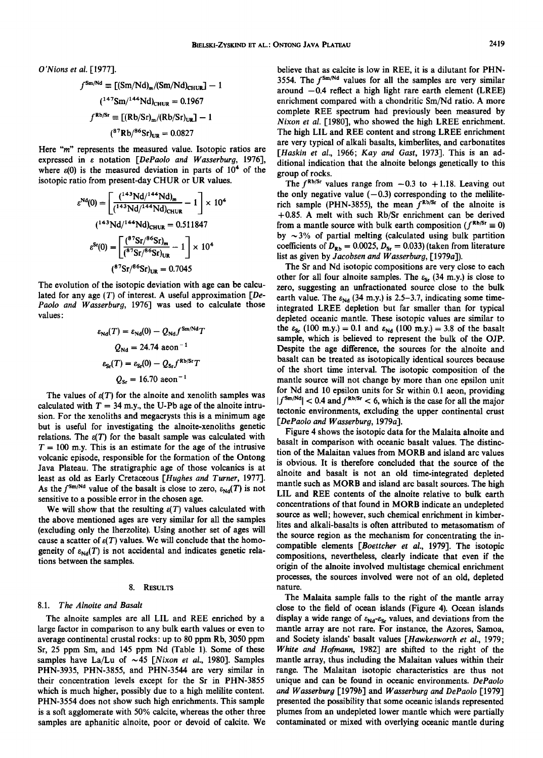O'Nions et al. [1977].

$$f^{\mathrm{Sm/Nd}} \equiv [(\mathrm{Sm/Nd})_m/(\mathrm{Sm/Nd})_{\mathrm{CHUR}}] - 1$$

$$(^{147}\mathrm{Sm}/^{144}\mathrm{Nd})_{\mathrm{CHUR}} = 0.1967$$

$$f^{\mathrm{Rb/Sr}} \equiv [(\mathrm{Rb/Sr})_m/(\mathrm{Rb/Sr})_{\mathrm{UR}}] - 1$$

$$(^{87}\mathrm{Rb}/^{86}\mathrm{Sr})_{\mathrm{UR}} = 0.0827$$

Here "$m$" represents the measured value. Isotopic ratios are expressed in $\varepsilon$ notation [*DePaolo and Wasserburg*, 1976], where $\varepsilon(0)$ is the measured deviation in parts of $10^4$ of the isotopic ratio from present-day CHUR or UR values.

$$\varepsilon^{\mathrm{Nd}}(0) = \left[\frac{(^{143}\mathrm{Nd}/^{144}\mathrm{Nd})_m}{(^{143}\mathrm{Nd}/^{144}\mathrm{Nd})_{\mathrm{CHUR}}} - 1\right] \times 10^4$$

$$(^{143}\mathrm{Nd}/^{144}\mathrm{Nd})_{\mathrm{CHUR}} = 0.511847$$

$$\varepsilon^{\mathrm{Sr}}(0) = \left[\frac{(^{87}\mathrm{Sr}/^{86}\mathrm{Sr})_m}{(^{87}\mathrm{Sr}/^{86}\mathrm{Sr})_{\mathrm{UR}}} - 1\right] \times 10^4$$

$$(^{87}\mathrm{Sr}/^{86}\mathrm{Sr})_{\mathrm{UR}} = 0.7045$$

The evolution of the isotopic deviation with age can be calculated for any age ($T$) of interest. A useful approximation [*DePaolo and Wasserburg*, 1976] was used to calculate those values:

$$\varepsilon_{\mathrm{Nd}}(T) = \varepsilon_{\mathrm{Nd}}(0) - Q_{\mathrm{Nd}} f^{\mathrm{Sm/Nd}} T$$

$$Q_{\mathrm{Nd}} = 24.74 \text{ aeon}^{-1}$$

$$\varepsilon_{\mathrm{Sr}}(T) = \varepsilon_{\mathrm{Sr}}(0) - Q_{\mathrm{Sr}} f^{\mathrm{Rb/Sr}} T$$

$$Q_{\mathrm{Sr}} = 16.70 \text{ aeon}^{-1}$$

The values of $\varepsilon(T)$ for the alnoite and xenolith samples was calculated with $T = 34$ m.y., the U-Pb age of the alnoite intrusion. For the xenoliths and megacrysts this is a minimum age but is useful for investigating the alnoite-xenoliths genetic relations. The $\varepsilon(T)$ for the basalt sample was calculated with $T = 100$ m.y. This is an estimate for the age of the intrusive volcanic episode, responsible for the formation of the Ontong Java Plateau. The stratigraphic age of those volcanics is at least as old as Early Cretaceous [*Hughes and Turner*, 1977]. As the $f^{\mathrm{Sm/Nd}}$ value of the basalt is close to zero, $\varepsilon_{\mathrm{Nd}}(T)$ is not sensitive to a possible error in the chosen age.

We will show that the resulting $\varepsilon(T)$ values calculated with the above mentioned ages are very similar for all the samples (excluding only the lherzolite). Using another set of ages will cause a scatter of $\varepsilon(T)$ values. We will conclude that the homogeneity of $\varepsilon_{\mathrm{Nd}}(T)$ is not accidental and indicates genetic relations between the samples.

## 8. Results

### 8.1. *The Alnoite and Basalt*

The alnoite samples are all LIL and REE enriched by a large factor in comparison to any bulk earth values or even to average continental crustal rocks: up to 80 ppm Rb, 3050 ppm Sr, 25 ppm Sm, and 145 ppm Nd (Table 1). Some of these samples have La/Lu of ~45 [*Nixon et al.*, 1980]. Samples PHN-3935, PHN-3855, and PHN-3544 are very similar in their concentration levels except for the Sr in PHN-3855 which is much higher, possibly due to a high melilite content. PHN-3554 does not show such high enrichments. This sample is a soft agglomerate with 50% calcite, whereas the other three samples are aphanitic alnoite, poor or devoid of calcite. We believe that as calcite is low in REE, it is a dilutant for PHN-3554. The $f^{\mathrm{Sm/Nd}}$ values for all the samples are very similar around $-0.4$ reflect a high light rare earth element (LREE) enrichment compared with a chondritic Sm/Nd ratio. A more complete REE spectrum had previously been measured by *Nixon et al.* [1980], who showed the high LREE enrichment. The high LIL and REE content and strong LREE enrichment are very typical of alkali basalts, kimberlites, and carbonatites [*Haskin et al.*, 1966; *Kay and Gast*, 1973]. This is an additional indication that the alnoite belongs genetically to this group of rocks.

The $f^{\mathrm{Rb/Sr}}$ values range from $-0.3$ to $+1.18$. Leaving out the only negative value ($-0.3$) corresponding to the melilite-rich sample (PHN-3855), the mean $f^{\mathrm{Rb/Sr}}$ of the alnoite is $+0.85$. A melt with such Rb/Sr enrichment can be derived from a mantle source with bulk earth composition ($f^{\mathrm{Rb/Sr}} \equiv 0$) by ~3% of partial melting (calculated using bulk partition coefficients of $D_{\mathrm{Rb}} = 0.0025$, $D_{\mathrm{Sr}} = 0.033$) (taken from literature list as given by *Jacobsen and Wasserburg*, [1979*a*]).

The Sr and Nd isotopic compositions are very close to each other for all four alnoite samples. The $\varepsilon_{\mathrm{Sr}}$ (34 m.y.) is close to zero, suggesting an unfractionated source close to the bulk earth value. The $\varepsilon_{\mathrm{Nd}}$ (34 m.y.) is 2.5–3.7, indicating some time-integrated LREE depletion but far smaller than for typical depleted oceanic mantle. These isotopic values are similar to the $\varepsilon_{\mathrm{Sr}}$ (100 m.y.) = 0.1 and $\varepsilon_{\mathrm{Nd}}$ (100 m.y.) = 3.8 of the basalt sample, which is believed to represent the bulk of the OJP. Despite the age difference, the sources for the alnoite and basalt can be treated as isotopically identical sources because of the short time interval. The isotopic composition of the mantle source will not change by more than one epsilon unit for Nd and 10 epsilon units for Sr within 0.1 aeon, providing $|f^{\mathrm{Sm/Nd}}| < 0.4$ and $f^{\mathrm{Rb/Sr}} < 6$, which is the case for all the major tectonic environments, excluding the upper continental crust [*DePaolo and Wasserburg*, 1979*a*].

Figure 4 shows the isotopic data for the Malaita alnoite and basalt in comparison with oceanic basalt values. The distinction of the Malaitan values from MORB and island arc values is obvious. It is therefore concluded that the source of the alnoite and basalt is not an old time-integrated depleted mantle such as MORB and island arc basalt sources. The high LIL and REE contents of the alnoite relative to bulk earth concentrations of that found in MORB indicate an undepleted source as well; however, such chemical enrichment in kimberlites and alkali-basalts is often attributed to metasomatism of the source region as the mechanism for concentrating the incompatible elements [*Boettcher et al.*, 1979]. The isotopic compositions, nevertheless, clearly indicate that even if the origin of the alnoite involved multistage chemical enrichment processes, the sources involved were not of an old, depleted nature.

The Malaita sample falls to the right of the mantle array close to the field of ocean islands (Figure 4). Ocean islands display a wide range of $\varepsilon_{\mathrm{Nd}}$-$\varepsilon_{\mathrm{Sr}}$ values, and deviations from the mantle array are not rare. For instance, the Azores, Samoa, and Society islands' basalt values [*Hawkesworth et al.*, 1979; *White and Hofmann*, 1982] are shifted to the right of the mantle array, thus including the Malaitan values within their range. The Malaitan isotopic characteristics are thus not unique and can be found in oceanic environments. *DePaolo and Wasserburg* [1979*b*] and *Wasserburg and DePaolo* [1979] presented the possibility that some oceanic islands represented plumes from an undepleted lower mantle which were partially contaminated or mixed with overlying oceanic mantle during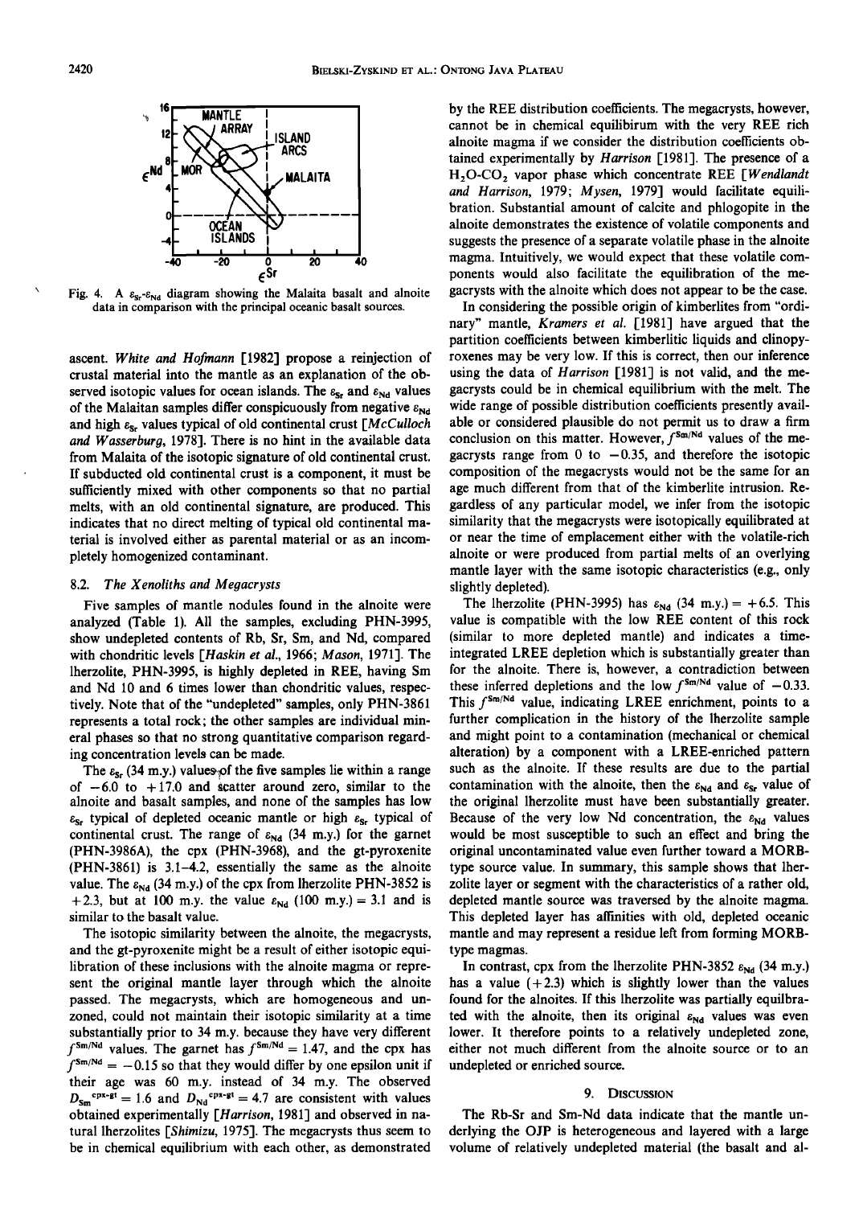Fig. 4. A $\varepsilon_{Sr}$-$\varepsilon_{Nd}$ diagram showing the Malaita basalt and alnoite data in comparison with the principal oceanic basalt sources.

ascent. *White and Hofmann* [1982] propose a reinjection of crustal material into the mantle as an explanation of the observed isotopic values for ocean islands. The $\varepsilon_{Sr}$ and $\varepsilon_{Nd}$ values of the Malaitan samples differ conspicuously from negative $\varepsilon_{Nd}$ and high $\varepsilon_{Sr}$ values typical of old continental crust [*McCulloch and Wasserburg*, 1978]. There is no hint in the available data from Malaita of the isotopic signature of old continental crust. If subducted old continental crust is a component, it must be sufficiently mixed with other components so that no partial melts, with an old continental signature, are produced. This indicates that no direct melting of typical old continental material is involved either as parental material or as an incompletely homogenized contaminant.

### 8.2. *The Xenoliths and Megacrysts*

Five samples of mantle nodules found in the alnoite were analyzed (Table 1). All the samples, excluding PHN-3995, show undepleted contents of Rb, Sr, Sm, and Nd, compared with chondritic levels [*Haskin et al.*, 1966; *Mason*, 1971]. The lherzolite, PHN-3995, is highly depleted in REE, having Sm and Nd 10 and 6 times lower than chondritic values, respectively. Note that of the "undepleted" samples, only PHN-3861 represents a total rock; the other samples are individual mineral phases so that no strong quantitative comparison regarding concentration levels can be made.

The $\varepsilon_{Sr}$ (34 m.y.) values of the five samples lie within a range of $-6.0$ to $+17.0$ and scatter around zero, similar to the alnoite and basalt samples, and none of the samples has low $\varepsilon_{Sr}$ typical of depleted oceanic mantle or high $\varepsilon_{Sr}$ typical of continental crust. The range of $\varepsilon_{Nd}$ (34 m.y.) for the garnet (PHN-3986A), the cpx (PHN-3968), and the gt-pyroxenite (PHN-3861) is 3.1–4.2, essentially the same as the alnoite value. The $\varepsilon_{Nd}$ (34 m.y.) of the cpx from lherzolite PHN-3852 is $+2.3$, but at 100 m.y. the value $\varepsilon_{Nd}$ (100 m.y.) = 3.1 and is similar to the basalt value.

The isotopic similarity between the alnoite, the megacrysts, and the gt-pyroxenite might be a result of either isotopic equilibration of these inclusions with the alnoite magma or represent the original mantle layer through which the alnoite passed. The megacrysts, which are homogeneous and unzoned, could not maintain their isotopic similarity at a time substantially prior to 34 m.y. because they have very different $f^{Sm/Nd}$ values. The garnet has $f^{Sm/Nd} = 1.47$, and the cpx has $f^{Sm/Nd} = -0.15$ so that they would differ by one epsilon unit if their age was 60 m.y. instead of 34 m.y. The observed $D_{Sm}^{cpx\text{-}gt} = 1.6$ and $D_{Nd}^{cpx\text{-}gt} = 4.7$ are consistent with values obtained experimentally [*Harrison*, 1981] and observed in natural lherzolites [*Shimizu*, 1975]. The megacrysts thus seem to be in chemical equilibrium with each other, as demonstrated by the REE distribution coefficients. The megacrysts, however, cannot be in chemical equilibirum with the very REE rich alnoite magma if we consider the distribution coefficients obtained experimentally by *Harrison* [1981]. The presence of a $H_2O$-$CO_2$ vapor phase which concentrate REE [*Wendlandt and Harrison*, 1979; *Mysen*, 1979] would facilitate equilibration. Substantial amount of calcite and phlogopite in the alnoite demonstrates the existence of volatile components and suggests the presence of a separate volatile phase in the alnoite magma. Intuitively, we would expect that these volatile components would also facilitate the equilibration of the megacrysts with the alnoite which does not appear to be the case.

In considering the possible origin of kimberlites from "ordinary" mantle, *Kramers et al.* [1981] have argued that the partition coefficients between kimberlitic liquids and clinopyroxenes may be very low. If this is correct, then our inference using the data of *Harrison* [1981] is not valid, and the megacrysts could be in chemical equilibrium with the melt. The wide range of possible distribution coefficients presently available or considered plausible do not permit us to draw a firm conclusion on this matter. However, $f^{Sm/Nd}$ values of the megacrysts range from 0 to $-0.35$, and therefore the isotopic composition of the megacrysts would not be the same for an age much different from that of the kimberlite intrusion. Regardless of any particular model, we infer from the isotopic similarity that the megacrysts were isotopically equilibrated at or near the time of emplacement either with the volatile-rich alnoite or were produced from partial melts of an overlying mantle layer with the same isotopic characteristics (e.g., only slightly depleted).

The lherzolite (PHN-3995) has $\varepsilon_{Nd}$ (34 m.y.) = $+6.5$. This value is compatible with the low REE content of this rock (similar to more depleted mantle) and indicates a time-integrated LREE depletion which is substantially greater than for the alnoite. There is, however, a contradiction between these inferred depletions and the low $f^{Sm/Nd}$ value of $-0.33$. This $f^{Sm/Nd}$ value, indicating LREE enrichment, points to a further complication in the history of the lherzolite sample and might point to a contamination (mechanical or chemical alteration) by a component with a LREE-enriched pattern such as the alnoite. If these results are due to the partial contamination with the alnoite, then the $\varepsilon_{Nd}$ and $\varepsilon_{Sr}$ value of the original lherzolite must have been substantially greater. Because of the very low Nd concentration, the $\varepsilon_{Nd}$ values would be most susceptible to such an effect and bring the original uncontaminated value even further toward a MORB-type source value. In summary, this sample shows that lherzolite layer or segment with the characteristics of a rather old, depleted mantle source was traversed by the alnoite magma. This depleted layer has affinities with old, depleted oceanic mantle and may represent a residue left from forming MORB-type magmas.

In contrast, cpx from the lherzolite PHN-3852 $\varepsilon_{Nd}$ (34 m.y.) has a value ($+2.3$) which is slightly lower than the values found for the alnoites. If this lherzolite was partially equilbrated with the alnoite, then its original $\varepsilon_{Nd}$ values was even lower. It therefore points to a relatively undepleted zone, either not much different from the alnoite source or to an undepleted or enriched source.

## 9. Discussion

The Rb-Sr and Sm-Nd data indicate that the mantle underlying the OJP is heterogeneous and layered with a large volume of relatively undepleted material (the basalt and al-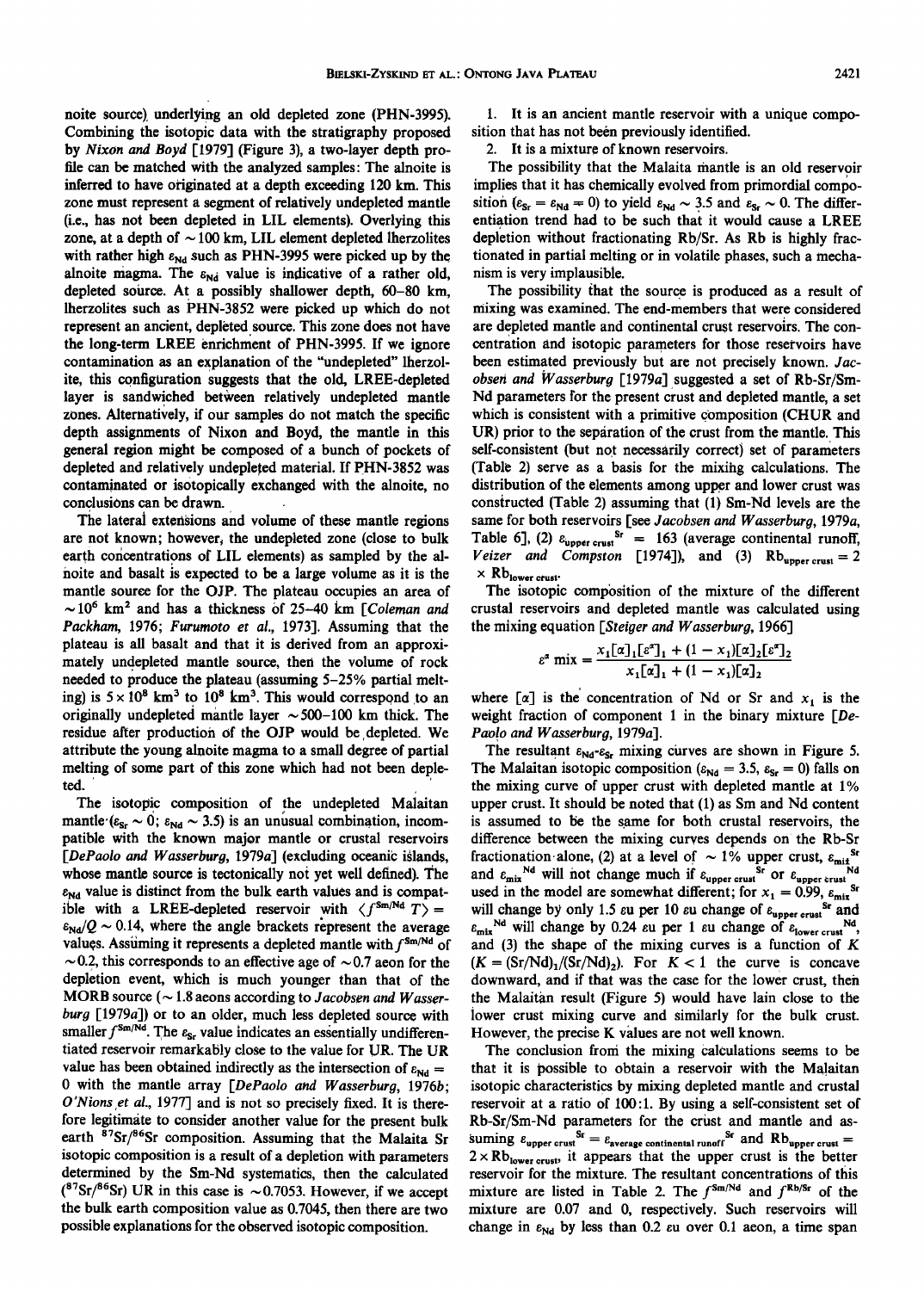noite source) underlying an old depleted zone (PHN-3995). Combining the isotopic data with the stratigraphy proposed by *Nixon and Boyd* [1979] (Figure 3), a two-layer depth profile can be matched with the analyzed samples: The alnoite is inferred to have originated at a depth exceeding 120 km. This zone must represent a segment of relatively undepleted mantle (i.e., has not been depleted in LIL elements). Overlying this zone, at a depth of ~100 km, LIL element depleted lherzolites with rather high $\varepsilon_{Nd}$ such as PHN-3995 were picked up by the alnoite magma. The $\varepsilon_{Nd}$ value is indicative of a rather old, depleted source. At a possibly shallower depth, 60–80 km, lherzolites such as PHN-3852 were picked up which do not represent an ancient, depleted source. This zone does not have the long-term LREE enrichment of PHN-3995. If we ignore contamination as an explanation of the "undepleted" lherzolite, this configuration suggests that the old, LREE-depleted layer is sandwiched between relatively undepleted mantle zones. Alternatively, if our samples do not match the specific depth assignments of Nixon and Boyd, the mantle in this general region might be composed of a bunch of pockets of depleted and relatively undepleted material. If PHN-3852 was contaminated or isotopically exchanged with the alnoite, no conclusions can be drawn.

The lateral extensions and volume of these mantle regions are not known; however, the undepleted zone (close to bulk earth concentrations of LIL elements) as sampled by the alnoite and basalt is expected to be a large volume as it is the mantle source for the OJP. The plateau occupies an area of ~$10^6$ km² and has a thickness of 25–40 km [*Coleman and Packham*, 1976; *Furumoto et al.*, 1973]. Assuming that the plateau is all basalt and that it is derived from an approximately undepleted mantle source, then the volume of rock needed to produce the plateau (assuming 5–25% partial melting) is $5 \times 10^8$ km³ to $10^8$ km³. This would correspond to an originally undepleted mantle layer ~500–100 km thick. The residue after production of the OJP would be depleted. We attribute the young alnoite magma to a small degree of partial melting of some part of this zone which had not been depleted.

The isotopic composition of the undepleted Malaitan mantle ($\varepsilon_{Sr} \sim 0$; $\varepsilon_{Nd} \sim 3.5$) is an unusual combination, incompatible with the known major mantle or crustal reservoirs [*DePaolo and Wasserburg*, 1979*a*] (excluding oceanic islands, whose mantle source is tectonically not yet well defined). The $\varepsilon_{Nd}$ value is distinct from the bulk earth values and is compatible with a LREE-depleted reservoir with $\langle f^{Sm/Nd}\, T \rangle = \varepsilon_{Nd}/Q \sim 0.14$, where the angle brackets represent the average values. Assuming it represents a depleted mantle with $f^{Sm/Nd}$ of ~0.2, this corresponds to an effective age of ~0.7 aeon for the depletion event, which is much younger than that of the MORB source (~1.8 aeons according to *Jacobsen and Wasserburg* [1979*a*]) or to an older, much less depleted source with smaller $f^{Sm/Nd}$. The $\varepsilon_{Sr}$ value indicates an essentially undifferentiated reservoir remarkably close to the value for UR. The UR value has been obtained indirectly as the intersection of $\varepsilon_{Nd} = 0$ with the mantle array [*DePaolo and Wasserburg*, 1976*b*; *O'Nions et al.*, 1977] and is not so precisely fixed. It is therefore legitimate to consider another value for the present bulk earth $^{87}Sr/^{86}Sr$ composition. Assuming that the Malaita Sr isotopic composition is a result of a depletion with parameters determined by the Sm-Nd systematics, then the calculated $(^{87}Sr/^{86}Sr)$ UR in this case is ~0.7053. However, if we accept the bulk earth composition value as 0.7045, then there are two possible explanations for the observed isotopic composition.

1. It is an ancient mantle reservoir with a unique composition that has not been previously identified.
2. It is a mixture of known reservoirs.

The possibility that the Malaita mantle is an old reservoir implies that it has chemically evolved from primordial composition ($\varepsilon_{Sr} = \varepsilon_{Nd} = 0$) to yield $\varepsilon_{Nd} \sim 3.5$ and $\varepsilon_{Sr} \sim 0$. The differentiation trend had to be such that it would cause a LREE depletion without fractionating Rb/Sr. As Rb is highly fractionated in partial melting or in volatile phases, such a mechanism is very implausible.

The possibility that the source is produced as a result of mixing was examined. The end-members that were considered are depleted mantle and continental crust reservoirs. The concentration and isotopic parameters for those reservoirs have been estimated previously but are not precisely known. *Jacobsen and Wasserburg* [1979*a*] suggested a set of Rb-Sr/Sm-Nd parameters for the present crust and depleted mantle, a set which is consistent with a primitive composition (CHUR and UR) prior to the separation of the crust from the mantle. This self-consistent (but not necessarily correct) set of parameters (Table 2) serve as a basis for the mixing calculations. The distribution of the elements among upper and lower crust was constructed (Table 2) assuming that (1) Sm-Nd levels are the same for both reservoirs [see *Jacobsen and Wasserburg*, 1979*a*, Table 6], (2) $\varepsilon_{\text{upper crust}}^{Sr} = 163$ (average continental runoff, *Veizer and Compston* [1974]), and (3) $Rb_{\text{upper crust}} = 2 \times Rb_{\text{lower crust}}$.

The isotopic composition of the mixture of the different crustal reservoirs and depleted mantle was calculated using the mixing equation [*Steiger and Wasserburg*, 1966]

$$\varepsilon^{\alpha}\text{ mix} = \frac{x_1[\alpha]_1[\varepsilon^{\alpha}]_1 + (1 - x_1)[\alpha]_2[\varepsilon^{\alpha}]_2}{x_1[\alpha]_1 + (1 - x_1)[\alpha]_2}$$

where $[\alpha]$ is the concentration of Nd or Sr and $x_1$ is the weight fraction of component 1 in the binary mixture [*DePaolo and Wasserburg*, 1979*a*].

The resultant $\varepsilon_{Nd}$-$\varepsilon_{Sr}$ mixing curves are shown in Figure 5. The Malaitan isotopic composition ($\varepsilon_{Nd} = 3.5$, $\varepsilon_{Sr} = 0$) falls on the mixing curve of upper crust with depleted mantle at 1% upper crust. It should be noted that (1) as Sm and Nd content is assumed to be the same for both crustal reservoirs, the difference between the mixing curves depends on the Rb-Sr fractionation alone, (2) at a level of ~1% upper crust, $\varepsilon_{\text{mix}}^{Sr}$ and $\varepsilon_{\text{mix}}^{Nd}$ will not change much if $\varepsilon_{\text{upper crust}}^{Sr}$ or $\varepsilon_{\text{upper crust}}^{Nd}$ used in the model are somewhat different; for $x_1 = 0.99$, $\varepsilon_{\text{mix}}^{Sr}$ will change by only 1.5 $\varepsilon$u per 10 $\varepsilon$u change of $\varepsilon_{\text{upper crust}}^{Sr}$ and $\varepsilon_{\text{mix}}^{Nd}$ will change by 0.24 $\varepsilon$u per 1 $\varepsilon$u change of $\varepsilon_{\text{lower crust}}^{Nd}$, and (3) the shape of the mixing curves is a function of $K$ ($K = (Sr/Nd)_1/(Sr/Nd)_2$). For $K < 1$ the curve is concave downward, and if that was the case for the lower crust, then the Malaitan result (Figure 5) would have lain close to the lower crust mixing curve and similarly for the bulk crust. However, the precise K values are not well known.

The conclusion from the mixing calculations seems to be that it is possible to obtain a reservoir with the Malaitan isotopic characteristics by mixing depleted mantle and crustal reservoir at a ratio of 100:1. By using a self-consistent set of Rb-Sr/Sm-Nd parameters for the crust and mantle and assuming $\varepsilon_{\text{upper crust}}^{Sr} = \varepsilon_{\text{average continental runoff}}^{Sr}$ and $Rb_{\text{upper crust}} = 2 \times Rb_{\text{lower crust}}$, it appears that the upper crust is the better reservoir for the mixture. The resultant concentrations of this mixture are listed in Table 2. The $f^{Sm/Nd}$ and $f^{Rb/Sr}$ of the mixture are 0.07 and 0, respectively. Such reservoirs will change in $\varepsilon_{Nd}$ by less than 0.2 $\varepsilon$u over 0.1 aeon, a time span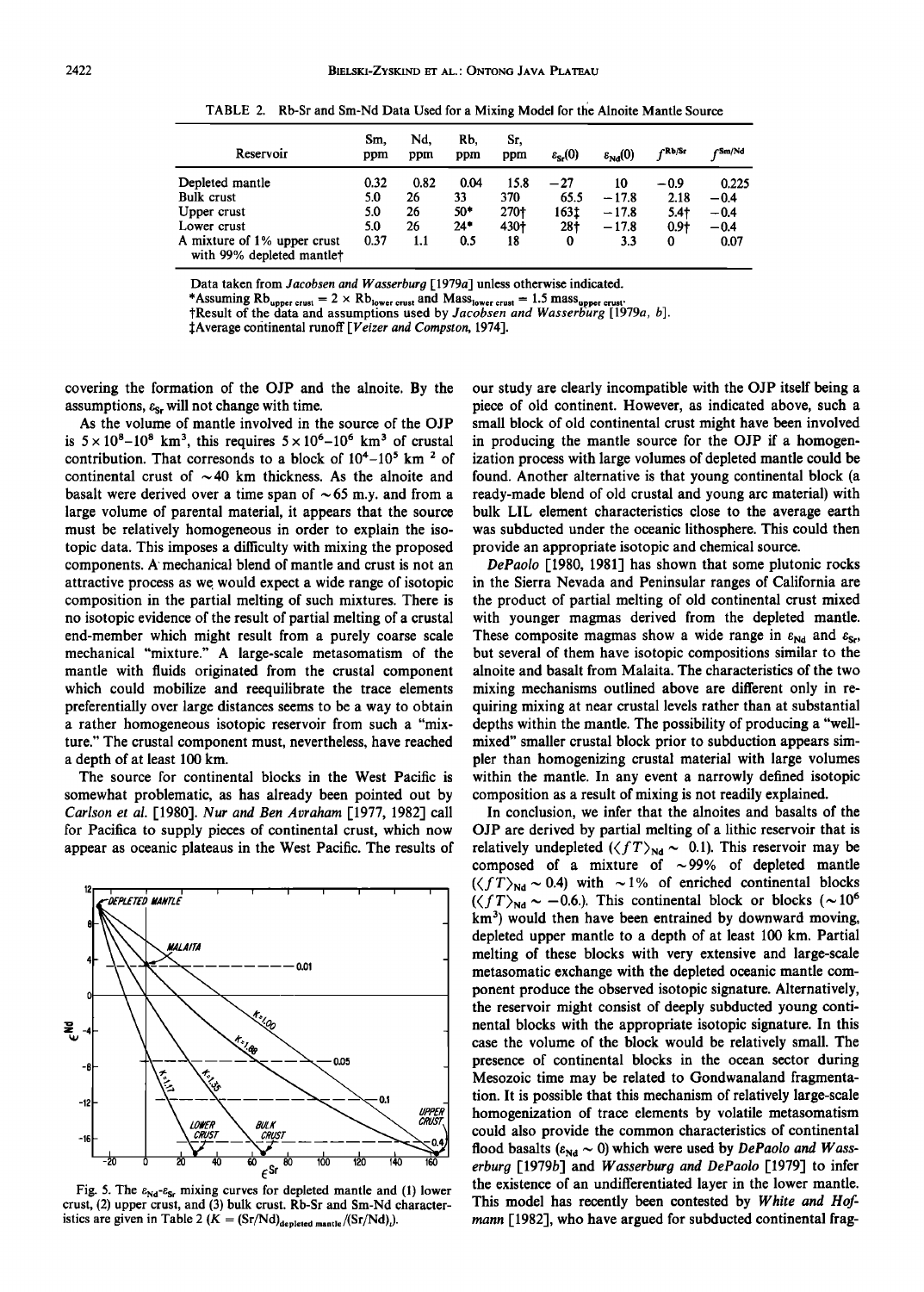TABLE 2. Rb-Sr and Sm-Nd Data Used for a Mixing Model for the Alnoite Mantle Source

| Reservoir | Sm, ppm | Nd, ppm | Rb, ppm | Sr, ppm | $\varepsilon_{Sr}(0)$ | $\varepsilon_{Nd}(0)$ | $f^{Rb/Sr}$ | $f^{Sm/Nd}$ |
|---|---|---|---|---|---|---|---|---|
| Depleted mantle | 0.32 | 0.82 | 0.04 | 15.8 | −27 | 10 | −0.9 | 0.225 |
| Bulk crust | 5.0 | 26 | 33 | 370 | 65.5 | −17.8 | 2.18 | −0.4 |
| Upper crust | 5.0 | 26 | 50* | 270† | 163‡ | −17.8 | 5.4† | −0.4 |
| Lower crust | 5.0 | 26 | 24* | 430† | 28† | −17.8 | 0.9† | −0.4 |
| A mixture of 1% upper crust with 99% depleted mantle† | 0.37 | 1.1 | 0.5 | 18 | 0 | 3.3 | 0 | 0.07 |

Data taken from *Jacobsen and Wasserburg* [1979a] unless otherwise indicated.

*Assuming $Rb_{upper\ crust} = 2 \times Rb_{lower\ crust}$ and $Mass_{lower\ crust} = 1.5\ mass_{upper\ crust}$.

†Result of the data and assumptions used by *Jacobsen and Wasserburg* [1979a, b].

‡Average continental runoff [*Veizer and Compston*, 1974].

covering the formation of the OJP and the alnoite. By the assumptions, $\varepsilon_{Sr}$ will not change with time.

As the volume of mantle involved in the source of the OJP is $5 \times 10^8$–$10^8$ km$^3$, this requires $5 \times 10^6$–$10^6$ km$^3$ of crustal contribution. That corresonds to a block of $10^4$–$10^5$ km$^2$ of continental crust of ~40 km thickness. As the alnoite and basalt were derived over a time span of ~65 m.y. and from a large volume of parental material, it appears that the source must be relatively homogeneous in order to explain the isotopic data. This imposes a difficulty with mixing the proposed components. A mechanical blend of mantle and crust is not an attractive process as we would expect a wide range of isotopic composition in the partial melting of such mixtures. There is no isotopic evidence of the result of partial melting of a crustal end-member which might result from a purely coarse scale mechanical "mixture." A large-scale metasomatism of the mantle with fluids originated from the crustal component which could mobilize and reequilibrate the trace elements preferentially over large distances seems to be a way to obtain a rather homogeneous isotopic reservoir from such a "mixture." The crustal component must, nevertheless, have reached a depth of at least 100 km.

The source for continental blocks in the West Pacific is somewhat problematic, as has already been pointed out by *Carlson et al.* [1980]. *Nur and Ben Avraham* [1977, 1982] call for Pacifica to supply pieces of continental crust, which now appear as oceanic plateaus in the West Pacific. The results of our study are clearly incompatible with the OJP itself being a piece of old continent. However, as indicated above, such a small block of old continental crust might have been involved in producing the mantle source for the OJP if a homogenization process with large volumes of depleted mantle could be found. Another alternative is that young continental block (a ready-made blend of old crustal and young arc material) with bulk LIL element characteristics close to the average earth was subducted under the oceanic lithosphere. This could then provide an appropriate isotopic and chemical source.

*DePaolo* [1980, 1981] has shown that some plutonic rocks in the Sierra Nevada and Peninsular ranges of California are the product of partial melting of old continental crust mixed with younger magmas derived from the depleted mantle. These composite magmas show a wide range in $\varepsilon_{Nd}$ and $\varepsilon_{Sr}$, but several of them have isotopic compositions similar to the alnoite and basalt from Malaita. The characteristics of the two mixing mechanisms outlined above are different only in requiring mixing at near crustal levels rather than at substantial depths within the mantle. The possibility of producing a "well-mixed" smaller crustal block prior to subduction appears simpler than homogenizing crustal material with large volumes within the mantle. In any event a narrowly defined isotopic composition as a result of mixing is not readily explained.

In conclusion, we infer that the alnoites and basalts of the OJP are derived by partial melting of a lithic reservoir that is relatively undepleted ($\langle fT \rangle_{Nd} \sim 0.1$). This reservoir may be composed of a mixture of ~99% of depleted mantle ($\langle fT \rangle_{Nd} \sim 0.4$) with ~1% of enriched continental blocks ($\langle fT \rangle_{Nd} \sim -0.6$.). This continental block or blocks (~$10^6$ km$^3$) would then have been entrained by downward moving, depleted upper mantle to a depth of at least 100 km. Partial melting of these blocks with very extensive and large-scale metasomatic exchange with the depleted oceanic mantle component produce the observed isotopic signature. Alternatively, the reservoir might consist of deeply subducted young continental blocks with the appropriate isotopic signature. In this case the volume of the block would be relatively small. The presence of continental blocks in the ocean sector during Mesozoic time may be related to Gondwanaland fragmentation. It is possible that this mechanism of relatively large-scale homogenization of trace elements by volatile metasomatism could also provide the common characteristics of continental flood basalts ($\varepsilon_{Nd} \sim 0$) which were used by *DePaolo and Wasserburg* [1979b] and *Wasserburg and DePaolo* [1979] to infer the existence of an undifferentiated layer in the lower mantle. This model has recently been contested by *White and Hofmann* [1982], who have argued for subducted continental frag-

Fig. 5. The $\varepsilon_{Nd}$-$\varepsilon_{Sr}$ mixing curves for depleted mantle and (1) lower crust, (2) upper crust, and (3) bulk crust. Rb-Sr and Sm-Nd characteristics are given in Table 2 ($K = (Sr/Nd)_{depleted\ mantle}/(Sr/Nd)_c$).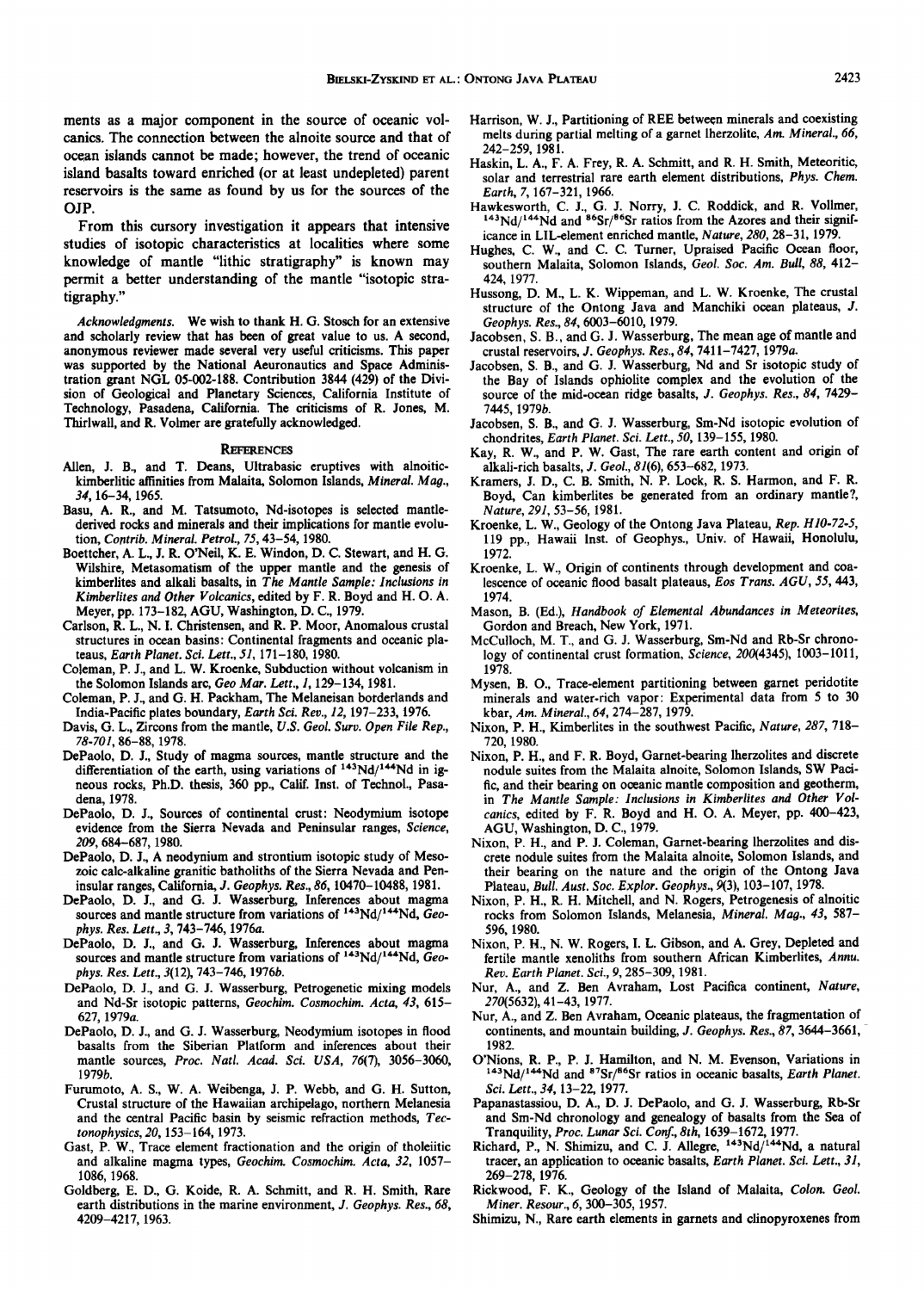ments as a major component in the source of oceanic volcanics. The connection between the alnoite source and that of ocean islands cannot be made; however, the trend of oceanic island basalts toward enriched (or at least undepleted) parent reservoirs is the same as found by us for the sources of the OJP.

From this cursory investigation it appears that intensive studies of isotopic characteristics at localities where some knowledge of mantle "lithic stratigraphy" is known may permit a better understanding of the mantle "isotopic stratigraphy."

*Acknowledgments.* We wish to thank H. G. Stosch for an extensive and scholarly review that has been of great value to us. A second, anonymous reviewer made several very useful criticisms. This paper was supported by the National Aeronautics and Space Administration grant NGL 05-002-188. Contribution 3844 (429) of the Division of Geological and Planetary Sciences, California Institute of Technology, Pasadena, California. The criticisms of R. Jones, M. Thirlwall, and R. Volmer are gratefully acknowledged.

## References

Allen, J. B., and T. Deans, Ultrabasic eruptives with alnoitic-kimberlitic affinities from Malaita, Solomon Islands, *Mineral. Mag., 34,* 16–34, 1965.

Basu, A. R., and M. Tatsumoto, Nd-isotopes is selected mantle-derived rocks and minerals and their implications for mantle evolution, *Contrib. Mineral. Petrol., 75,* 43–54, 1980.

Boettcher, A. L., J. R. O'Neil, K. E. Windon, D. C. Stewart, and H. G. Wilshire, Metasomatism of the upper mantle and the genesis of kimberlites and alkali basalts, in *The Mantle Sample: Inclusions in Kimberlites and Other Volcanics,* edited by F. R. Boyd and H. O. A. Meyer, pp. 173–182, AGU, Washington, D. C., 1979.

Carlson, R. L., N. I. Christensen, and R. P. Moor, Anomalous crustal structures in ocean basins: Continental fragments and oceanic plateaus, *Earth Planet. Sci. Lett., 51,* 171–180, 1980.

Coleman, P. J., and L. W. Kroenke, Subduction without volcanism in the Solomon Islands arc, *Geo Mar. Lett., 1,* 129–134, 1981.

Coleman, P. J., and G. H. Packham, The Melaneisan borderlands and India-Pacific plates boundary, *Earth Sci. Rev., 12,* 197–233, 1976.

Davis, G. L., Zircons from the mantle, *U.S. Geol. Surv. Open File Rep., 78-701,* 86–88, 1978.

DePaolo, D. J., Study of magma sources, mantle structure and the differentiation of the earth, using variations of $^{143}Nd/^{144}Nd$ in igneous rocks, Ph.D. thesis, 360 pp., Calif. Inst. of Technol., Pasadena, 1978.

DePaolo, D. J., Sources of continental crust: Neodymium isotope evidence from the Sierra Nevada and Peninsular ranges, *Science, 209,* 684–687, 1980.

DePaolo, D. J., A neodymium and strontium isotopic study of Mesozoic calc-alkaline granitic batholiths of the Sierra Nevada and Peninsular ranges, California, *J. Geophys. Res., 86,* 10470–10488, 1981.

DePaolo, D. J., and G. J. Wasserburg, Inferences about magma sources and mantle structure from variations of $^{143}Nd/^{144}Nd$, *Geophys. Res. Lett., 3,* 743–746, 1976*a*.

DePaolo, D. J., and G. J. Wasserburg, Inferences about magma sources and mantle structure from variations of $^{143}Nd/^{144}Nd$, *Geophys. Res. Lett., 3*(12), 743–746, 1976*b*.

DePaolo, D. J., and G. J. Wasserburg, Petrogenetic mixing models and Nd-Sr isotopic patterns, *Geochim. Cosmochim. Acta, 43,* 615–627, 1979*a*.

DePaolo, D. J., and G. J. Wasserburg, Neodymium isotopes in flood basalts from the Siberian Platform and inferences about their mantle sources, *Proc. Natl. Acad. Sci. USA, 76*(7), 3056–3060, 1979*b*.

Furumoto, A. S., W. A. Weibenga, J. P. Webb, and G. H. Sutton, Crustal structure of the Hawaiian archipelago, northern Melanesia and the central Pacific basin by seismic refraction methods, *Tectonophysics, 20,* 153–164, 1973.

Gast, P. W., Trace element fractionation and the origin of tholeiitic and alkaline magma types, *Geochim. Cosmochim. Acta, 32,* 1057–1086, 1968.

Goldberg, E. D., G. Koide, R. A. Schmitt, and R. H. Smith, Rare earth distributions in the marine environment, *J. Geophys. Res., 68,* 4209–4217, 1963.

Harrison, W. J., Partitioning of REE between minerals and coexisting melts during partial melting of a garnet lherzolite, *Am. Mineral., 66,* 242–259, 1981.

Haskin, L. A., F. A. Frey, R. A. Schmitt, and R. H. Smith, Meteoritic, solar and terrestrial rare earth element distributions, *Phys. Chem. Earth, 7,* 167–321, 1966.

Hawkesworth, C. J., G. J. Norry, J. C. Roddick, and R. Vollmer, $^{143}Nd/^{144}Nd$ and $^{86}Sr/^{86}Sr$ ratios from the Azores and their significance in LIL-element enriched mantle, *Nature, 280,* 28–31, 1979.

Hughes, C. W., and C. C. Turner, Upraised Pacific Ocean floor, southern Malaita, Solomon Islands, *Geol. Soc. Am. Bull, 88,* 412–424, 1977.

Hussong, D. M., L. K. Wippeman, and L. W. Kroenke, The crustal structure of the Ontong Java and Manchiki ocean plateaus, *J. Geophys. Res., 84,* 6003–6010, 1979.

Jacobsen, S. B., and G. J. Wasserburg, The mean age of mantle and crustal reservoirs, *J. Geophys. Res., 84,* 7411–7427, 1979*a*.

Jacobsen, S. B., and G. J. Wasserburg, Nd and Sr isotopic study of the Bay of Islands ophiolite complex and the evolution of the source of the mid-ocean ridge basalts, *J. Geophys. Res., 84,* 7429–7445, 1979*b*.

Jacobsen, S. B., and G. J. Wasserburg, Sm-Nd isotopic evolution of chondrites, *Earth Planet. Sci. Lett., 50,* 139–155, 1980.

Kay, R. W., and P. W. Gast, The rare earth content and origin of alkali-rich basalts, *J. Geol., 81*(6), 653–682, 1973.

Kramers, J. D., C. B. Smith, N. P. Lock, R. S. Harmon, and F. R. Boyd, Can kimberlites be generated from an ordinary mantle?, *Nature, 291,* 53–56, 1981.

Kroenke, L. W., Geology of the Ontong Java Plateau, *Rep. H10-72-5,* 119 pp., Hawaii Inst. of Geophys., Univ. of Hawaii, Honolulu, 1972.

Kroenke, L. W., Origin of continents through development and coalescence of oceanic flood basalt plateaus, *Eos Trans. AGU, 55,* 443, 1974.

Mason, B. (Ed.), *Handbook of Elemental Abundances in Meteorites,* Gordon and Breach, New York, 1971.

McCulloch, M. T., and G. J. Wasserburg, Sm-Nd and Rb-Sr chronology of continental crust formation, *Science, 200*(4345), 1003–1011, 1978.

Mysen, B. O., Trace-element partitioning between garnet peridotite minerals and water-rich vapor: Experimental data from 5 to 30 kbar, *Am. Mineral., 64,* 274–287, 1979.

Nixon, P. H., Kimberlites in the southwest Pacific, *Nature, 287,* 718–720, 1980.

Nixon, P. H., and F. R. Boyd, Garnet-bearing lherzolites and discrete nodule suites from the Malaita alnoite, Solomon Islands, SW Pacific, and their bearing on oceanic mantle composition and geotherm, in *The Mantle Sample: Inclusions in Kimberlites and Other Volcanics,* edited by F. R. Boyd and H. O. A. Meyer, pp. 400–423, AGU, Washington, D. C., 1979.

Nixon, P. H., and P. J. Coleman, Garnet-bearing lherzolites and discrete nodule suites from the Malaita alnoite, Solomon Islands, and their bearing on the nature and the origin of the Ontong Java Plateau, *Bull. Aust. Soc. Explor. Geophys., 9*(3), 103–107, 1978.

Nixon, P. H., R. H. Mitchell, and N. Rogers, Petrogenesis of alnoitic rocks from Solomon Islands, Melanesia, *Mineral. Mag., 43,* 587–596, 1980.

Nixon, P. H., N. W. Rogers, I. L. Gibson, and A. Grey, Depleted and fertile mantle xenoliths from southern African Kimberlites, *Annu. Rev. Earth Planet. Sci., 9,* 285–309, 1981.

Nur, A., and Z. Ben Avraham, Lost Pacifica continent, *Nature, 270*(5632), 41–43, 1977.

Nur, A., and Z. Ben Avraham, Oceanic plateaus, the fragmentation of continents, and mountain building, *J. Geophys. Res., 87,* 3644–3661, 1982.

O'Nions, R. P., P. J. Hamilton, and N. M. Evenson, Variations in $^{143}Nd/^{144}Nd$ and $^{87}Sr/^{86}Sr$ ratios in oceanic basalts, *Earth Planet. Sci. Lett., 34,* 13–22, 1977.

Papanastassiou, D. A., D. J. DePaolo, and G. J. Wasserburg, Rb-Sr and Sm-Nd chronology and genealogy of basalts from the Sea of Tranquility, *Proc. Lunar Sci. Conf., 8th,* 1639–1672, 1977.

Richard, P., N. Shimizu, and C. J. Allegre, $^{143}Nd/^{144}Nd$, a natural tracer, an application to oceanic basalts, *Earth Planet. Sci. Lett., 31,* 269–278, 1976.

Rickwood, F. K., Geology of the Island of Malaita, *Colon. Geol. Miner. Resour., 6,* 300–305, 1957.

Shimizu, N., Rare earth elements in garnets and clinopyroxenes from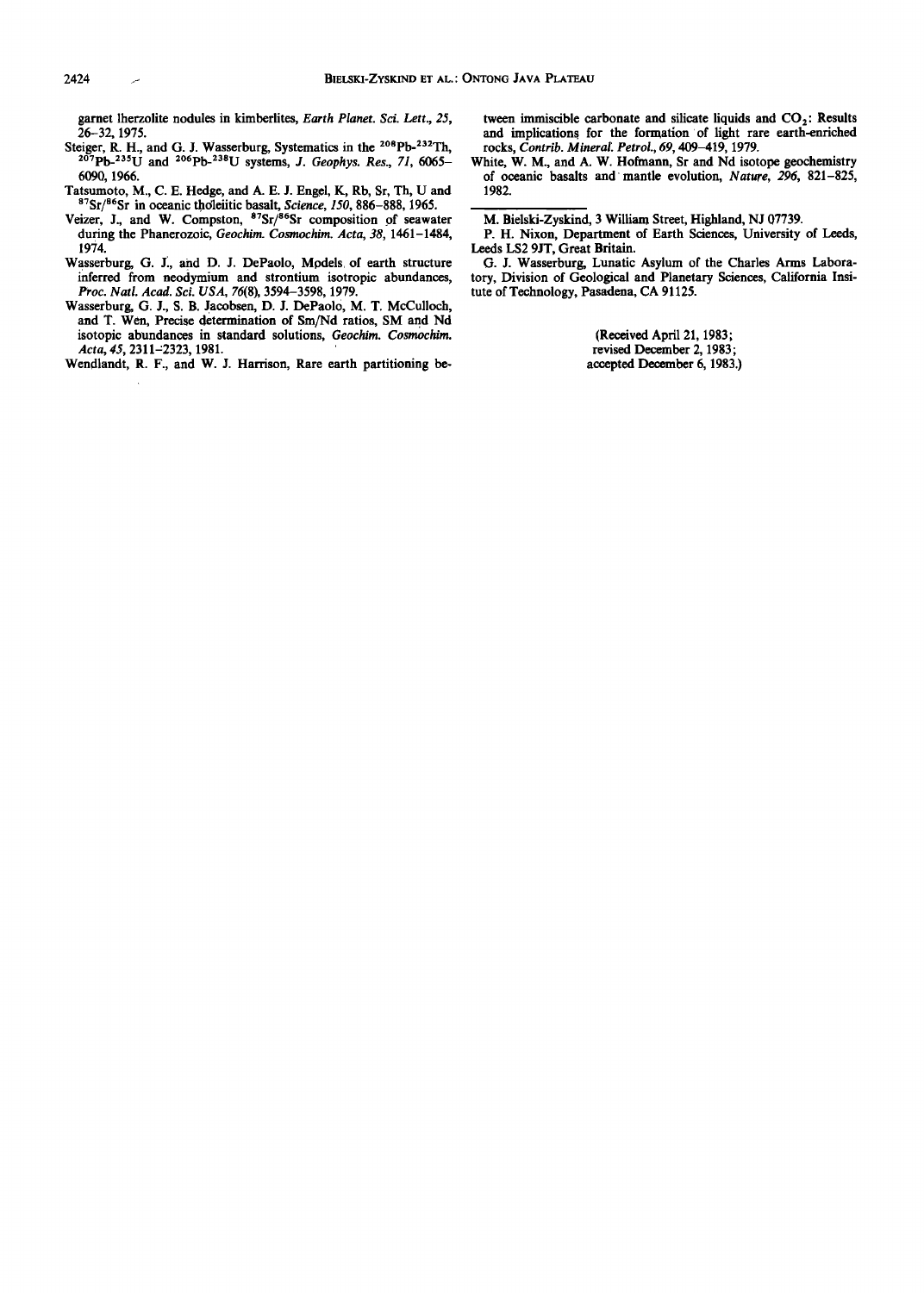garnet lherzolite nodules in kimberlites, *Earth Planet. Sci. Lett., 25,* 26–32, 1975.

Steiger, R. H., and G. J. Wasserburg, Systematics in the $^{208}Pb$-$^{232}Th$, $^{207}Pb$-$^{235}U$ and $^{206}Pb$-$^{238}U$ systems, *J. Geophys. Res., 71,* 6065–6090, 1966.

Tatsumoto, M., C. E. Hedge, and A. E. J. Engel, K, Rb, Sr, Th, U and $^{87}Sr/^{86}Sr$ in oceanic tholeiitic basalt, *Science, 150,* 886–888, 1965.

Veizer, J., and W. Compston, $^{87}Sr/^{86}Sr$ composition of seawater during the Phanerozoic, *Geochim. Cosmochim. Acta, 38,* 1461–1484, 1974.

Wasserburg, G. J., and D. J. DePaolo, Models of earth structure inferred from neodymium and strontium isotropic abundances, *Proc. Natl. Acad. Sci. USA, 76*(8), 3594–3598, 1979.

Wasserburg, G. J., S. B. Jacobsen, D. J. DePaolo, M. T. McCulloch, and T. Wen, Precise determination of Sm/Nd ratios, SM and Nd isotopic abundances in standard solutions, *Geochim. Cosmochim. Acta, 45,* 2311–2323, 1981.

Wendlandt, R. F., and W. J. Harrison, Rare earth partitioning between immiscible carbonate and silicate liquids and $CO_2$: Results and implications for the formation of light rare earth-enriched rocks, *Contrib. Mineral. Petrol., 69,* 409–419, 1979.

White, W. M., and A. W. Hofmann, Sr and Nd isotope geochemistry of oceanic basalts and mantle evolution, *Nature, 296,* 821–825, 1982.

---

M. Bielski-Zyskind, 3 William Street, Highland, NJ 07739.

P. H. Nixon, Department of Earth Sciences, University of Leeds, Leeds LS2 9JT, Great Britain.

G. J. Wasserburg, Lunatic Asylum of the Charles Arms Laboratory, Division of Geological and Planetary Sciences, California Insitute of Technology, Pasadena, CA 91125.

(Received April 21, 1983;
revised December 2, 1983;
accepted December 6, 1983.)